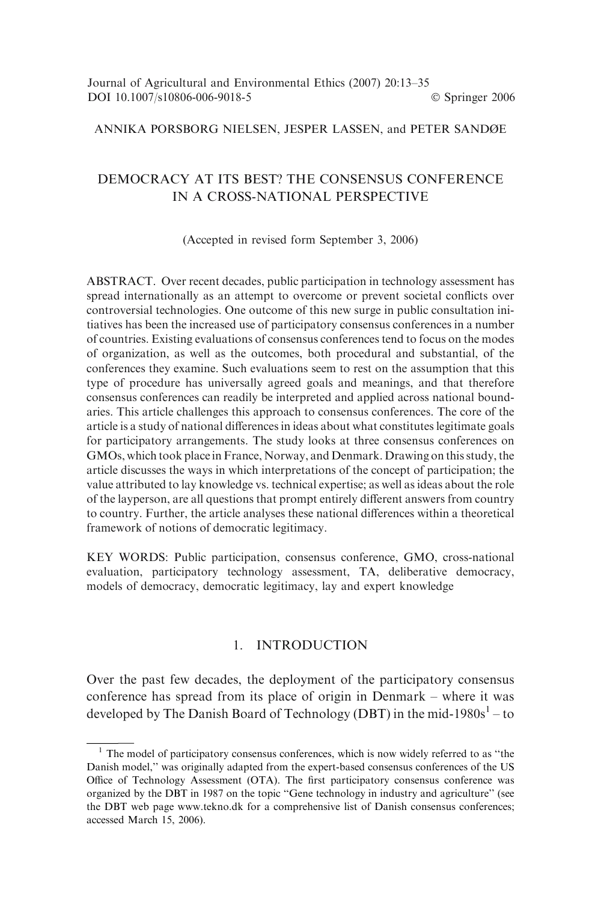Journal of Agricultural and Environmental Ethics (2007) 20:13–35
DOI 10.1007/s10806-006-9018-5 © Springer 2006

ANNIKA PORSBORG NIELSEN, JESPER LASSEN, and PETER SANDØE

# DEMOCRACY AT ITS BEST? THE CONSENSUS CONFERENCE IN A CROSS-NATIONAL PERSPECTIVE

(Accepted in revised form September 3, 2006)

ABSTRACT. Over recent decades, public participation in technology assessment has spread internationally as an attempt to overcome or prevent societal conflicts over controversial technologies. One outcome of this new surge in public consultation initiatives has been the increased use of participatory consensus conferences in a number of countries. Existing evaluations of consensus conferences tend to focus on the modes of organization, as well as the outcomes, both procedural and substantial, of the conferences they examine. Such evaluations seem to rest on the assumption that this type of procedure has universally agreed goals and meanings, and that therefore consensus conferences can readily be interpreted and applied across national boundaries. This article challenges this approach to consensus conferences. The core of the article is a study of national differences in ideas about what constitutes legitimate goals for participatory arrangements. The study looks at three consensus conferences on GMOs, which took place in France, Norway, and Denmark. Drawing on this study, the article discusses the ways in which interpretations of the concept of participation; the value attributed to lay knowledge vs. technical expertise; as well as ideas about the role of the layperson, are all questions that prompt entirely different answers from country to country. Further, the article analyses these national differences within a theoretical framework of notions of democratic legitimacy.

KEY WORDS: Public participation, consensus conference, GMO, cross-national evaluation, participatory technology assessment, TA, deliberative democracy, models of democracy, democratic legitimacy, lay and expert knowledge

## 1. INTRODUCTION

Over the past few decades, the deployment of the participatory consensus conference has spread from its place of origin in Denmark – where it was developed by The Danish Board of Technology (DBT) in the mid-1980s[1] – to

---

[1] The model of participatory consensus conferences, which is now widely referred to as "the Danish model," was originally adapted from the expert-based consensus conferences of the US Office of Technology Assessment (OTA). The first participatory consensus conference was organized by the DBT in 1987 on the topic "Gene technology in industry and agriculture" (see the DBT web page www.tekno.dk for a comprehensive list of Danish consensus conferences; accessed March 15, 2006).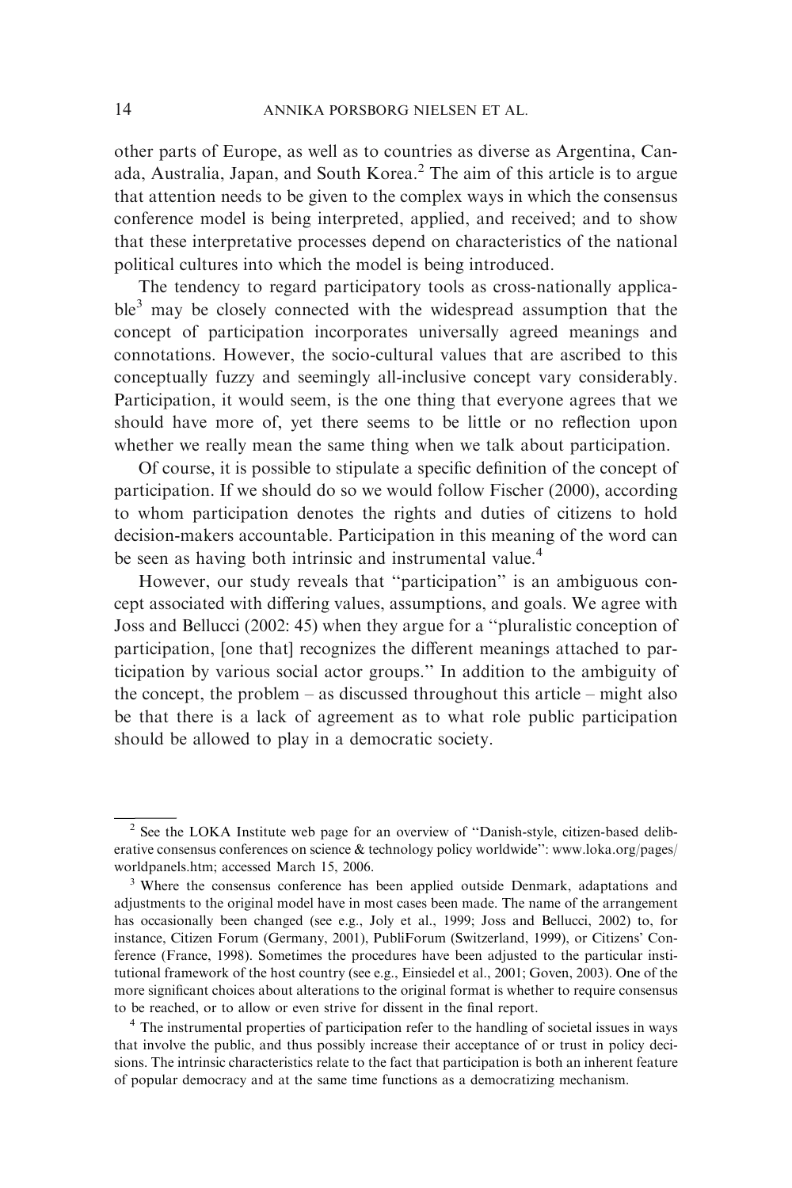other parts of Europe, as well as to countries as diverse as Argentina, Canada, Australia, Japan, and South Korea.[2] The aim of this article is to argue that attention needs to be given to the complex ways in which the consensus conference model is being interpreted, applied, and received; and to show that these interpretative processes depend on characteristics of the national political cultures into which the model is being introduced.

The tendency to regard participatory tools as cross-nationally applicable[3] may be closely connected with the widespread assumption that the concept of participation incorporates universally agreed meanings and connotations. However, the socio-cultural values that are ascribed to this conceptually fuzzy and seemingly all-inclusive concept vary considerably. Participation, it would seem, is the one thing that everyone agrees that we should have more of, yet there seems to be little or no reflection upon whether we really mean the same thing when we talk about participation.

Of course, it is possible to stipulate a specific definition of the concept of participation. If we should do so we would follow Fischer (2000), according to whom participation denotes the rights and duties of citizens to hold decision-makers accountable. Participation in this meaning of the word can be seen as having both intrinsic and instrumental value.[4]

However, our study reveals that "participation" is an ambiguous concept associated with differing values, assumptions, and goals. We agree with Joss and Bellucci (2002: 45) when they argue for a "pluralistic conception of participation, [one that] recognizes the different meanings attached to participation by various social actor groups." In addition to the ambiguity of the concept, the problem – as discussed throughout this article – might also be that there is a lack of agreement as to what role public participation should be allowed to play in a democratic society.

---

[2] See the LOKA Institute web page for an overview of "Danish-style, citizen-based deliberative consensus conferences on science & technology policy worldwide": www.loka.org/pages/worldpanels.htm; accessed March 15, 2006.

[3] Where the consensus conference has been applied outside Denmark, adaptations and adjustments to the original model have in most cases been made. The name of the arrangement has occasionally been changed (see e.g., Joly et al., 1999; Joss and Bellucci, 2002) to, for instance, Citizen Forum (Germany, 2001), PubliForum (Switzerland, 1999), or Citizens' Conference (France, 1998). Sometimes the procedures have been adjusted to the particular institutional framework of the host country (see e.g., Einsiedel et al., 2001; Goven, 2003). One of the more significant choices about alterations to the original format is whether to require consensus to be reached, or to allow or even strive for dissent in the final report.

[4] The instrumental properties of participation refer to the handling of societal issues in ways that involve the public, and thus possibly increase their acceptance of or trust in policy decisions. The intrinsic characteristics relate to the fact that participation is both an inherent feature of popular democracy and at the same time functions as a democratizing mechanism.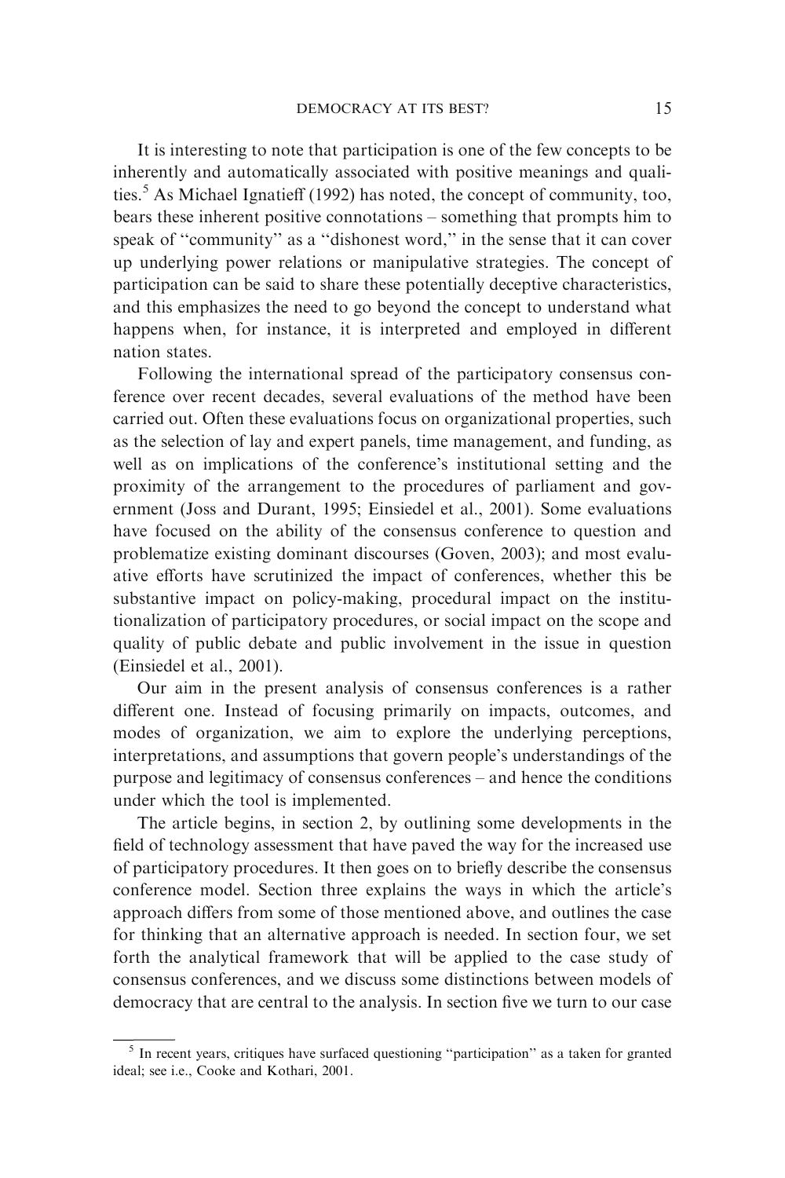It is interesting to note that participation is one of the few concepts to be inherently and automatically associated with positive meanings and qualities.[5] As Michael Ignatieff (1992) has noted, the concept of community, too, bears these inherent positive connotations – something that prompts him to speak of "community" as a "dishonest word," in the sense that it can cover up underlying power relations or manipulative strategies. The concept of participation can be said to share these potentially deceptive characteristics, and this emphasizes the need to go beyond the concept to understand what happens when, for instance, it is interpreted and employed in different nation states.

Following the international spread of the participatory consensus conference over recent decades, several evaluations of the method have been carried out. Often these evaluations focus on organizational properties, such as the selection of lay and expert panels, time management, and funding, as well as on implications of the conference's institutional setting and the proximity of the arrangement to the procedures of parliament and government (Joss and Durant, 1995; Einsiedel et al., 2001). Some evaluations have focused on the ability of the consensus conference to question and problematize existing dominant discourses (Goven, 2003); and most evaluative efforts have scrutinized the impact of conferences, whether this be substantive impact on policy-making, procedural impact on the institutionalization of participatory procedures, or social impact on the scope and quality of public debate and public involvement in the issue in question (Einsiedel et al., 2001).

Our aim in the present analysis of consensus conferences is a rather different one. Instead of focusing primarily on impacts, outcomes, and modes of organization, we aim to explore the underlying perceptions, interpretations, and assumptions that govern people's understandings of the purpose and legitimacy of consensus conferences – and hence the conditions under which the tool is implemented.

The article begins, in section 2, by outlining some developments in the field of technology assessment that have paved the way for the increased use of participatory procedures. It then goes on to briefly describe the consensus conference model. Section three explains the ways in which the article's approach differs from some of those mentioned above, and outlines the case for thinking that an alternative approach is needed. In section four, we set forth the analytical framework that will be applied to the case study of consensus conferences, and we discuss some distinctions between models of democracy that are central to the analysis. In section five we turn to our case

[5] In recent years, critiques have surfaced questioning "participation" as a taken for granted ideal; see i.e., Cooke and Kothari, 2001.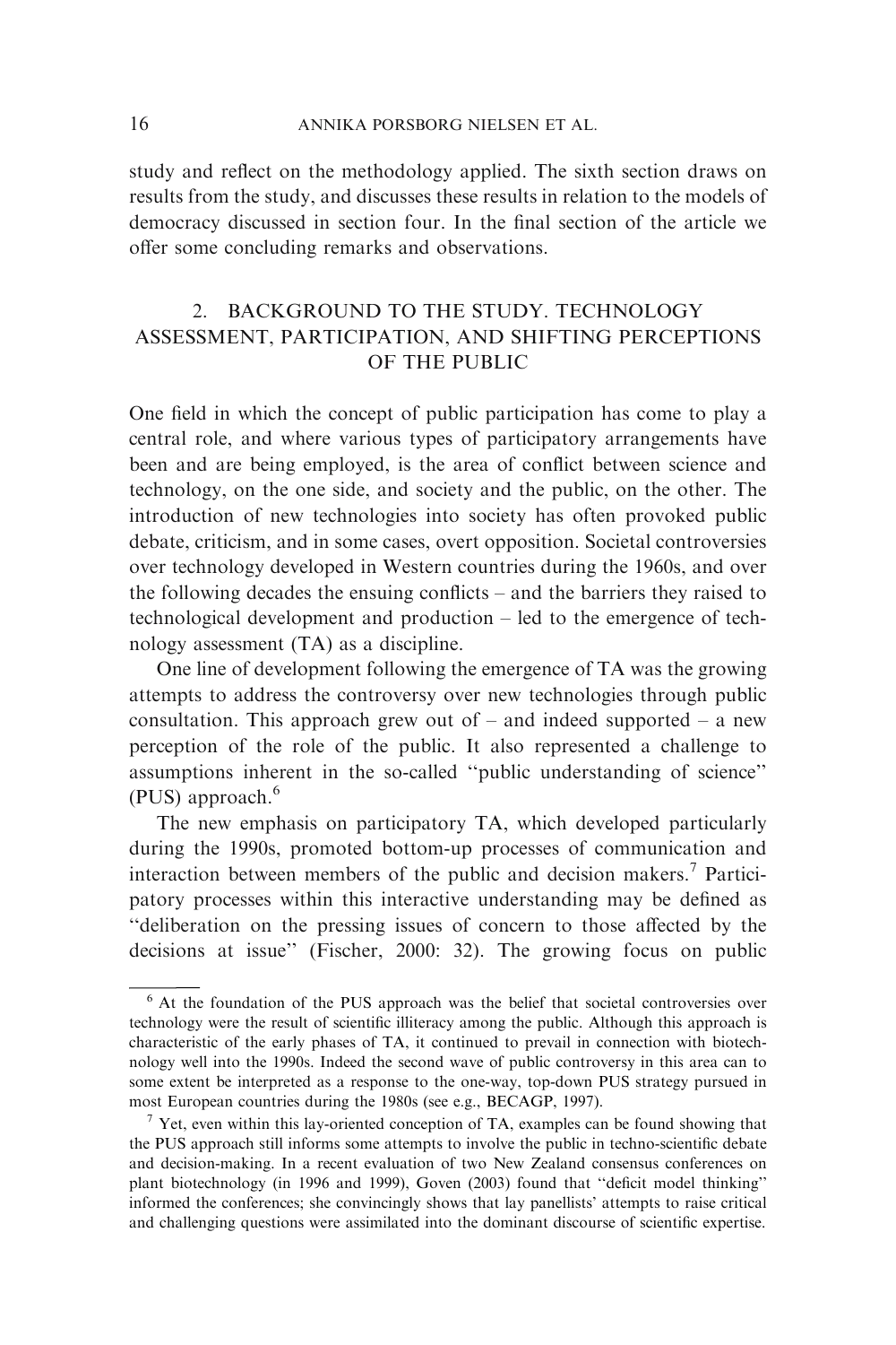study and reflect on the methodology applied. The sixth section draws on results from the study, and discusses these results in relation to the models of democracy discussed in section four. In the final section of the article we offer some concluding remarks and observations.

## 2. BACKGROUND TO THE STUDY. TECHNOLOGY ASSESSMENT, PARTICIPATION, AND SHIFTING PERCEPTIONS OF THE PUBLIC

One field in which the concept of public participation has come to play a central role, and where various types of participatory arrangements have been and are being employed, is the area of conflict between science and technology, on the one side, and society and the public, on the other. The introduction of new technologies into society has often provoked public debate, criticism, and in some cases, overt opposition. Societal controversies over technology developed in Western countries during the 1960s, and over the following decades the ensuing conflicts – and the barriers they raised to technological development and production – led to the emergence of technology assessment (TA) as a discipline.

One line of development following the emergence of TA was the growing attempts to address the controversy over new technologies through public consultation. This approach grew out of – and indeed supported – a new perception of the role of the public. It also represented a challenge to assumptions inherent in the so-called ''public understanding of science'' (PUS) approach.[6]

The new emphasis on participatory TA, which developed particularly during the 1990s, promoted bottom-up processes of communication and interaction between members of the public and decision makers.[7] Participatory processes within this interactive understanding may be defined as ''deliberation on the pressing issues of concern to those affected by the decisions at issue'' (Fischer, 2000: 32). The growing focus on public

[6] At the foundation of the PUS approach was the belief that societal controversies over technology were the result of scientific illiteracy among the public. Although this approach is characteristic of the early phases of TA, it continued to prevail in connection with biotechnology well into the 1990s. Indeed the second wave of public controversy in this area can to some extent be interpreted as a response to the one-way, top-down PUS strategy pursued in most European countries during the 1980s (see e.g., BECAGP, 1997).

[7] Yet, even within this lay-oriented conception of TA, examples can be found showing that the PUS approach still informs some attempts to involve the public in techno-scientific debate and decision-making. In a recent evaluation of two New Zealand consensus conferences on plant biotechnology (in 1996 and 1999), Goven (2003) found that ''deficit model thinking'' informed the conferences; she convincingly shows that lay panellists' attempts to raise critical and challenging questions were assimilated into the dominant discourse of scientific expertise.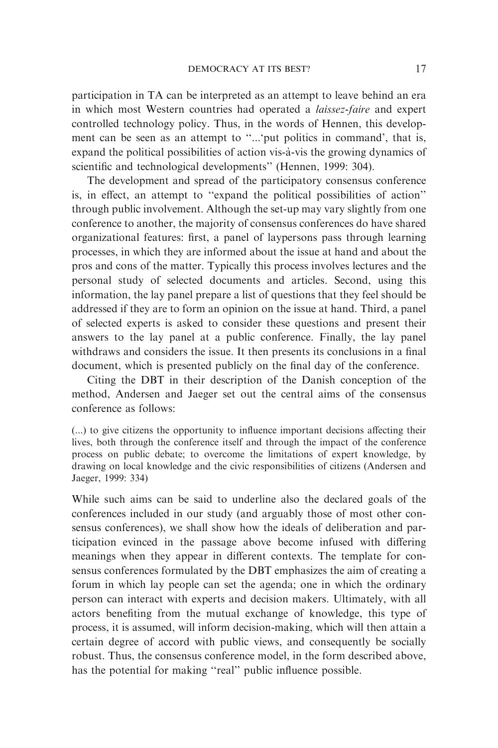participation in TA can be interpreted as an attempt to leave behind an era in which most Western countries had operated a *laissez-faire* and expert controlled technology policy. Thus, in the words of Hennen, this development can be seen as an attempt to ''...'put politics in command', that is, expand the political possibilities of action vis-à-vis the growing dynamics of scientific and technological developments'' (Hennen, 1999: 304).

The development and spread of the participatory consensus conference is, in effect, an attempt to ''expand the political possibilities of action'' through public involvement. Although the set-up may vary slightly from one conference to another, the majority of consensus conferences do have shared organizational features: first, a panel of laypersons pass through learning processes, in which they are informed about the issue at hand and about the pros and cons of the matter. Typically this process involves lectures and the personal study of selected documents and articles. Second, using this information, the lay panel prepare a list of questions that they feel should be addressed if they are to form an opinion on the issue at hand. Third, a panel of selected experts is asked to consider these questions and present their answers to the lay panel at a public conference. Finally, the lay panel withdraws and considers the issue. It then presents its conclusions in a final document, which is presented publicly on the final day of the conference.

Citing the DBT in their description of the Danish conception of the method, Andersen and Jaeger set out the central aims of the consensus conference as follows:

> (...) to give citizens the opportunity to influence important decisions affecting their lives, both through the conference itself and through the impact of the conference process on public debate; to overcome the limitations of expert knowledge, by drawing on local knowledge and the civic responsibilities of citizens (Andersen and Jaeger, 1999: 334)

While such aims can be said to underline also the declared goals of the conferences included in our study (and arguably those of most other consensus conferences), we shall show how the ideals of deliberation and participation evinced in the passage above become infused with differing meanings when they appear in different contexts. The template for consensus conferences formulated by the DBT emphasizes the aim of creating a forum in which lay people can set the agenda; one in which the ordinary person can interact with experts and decision makers. Ultimately, with all actors benefiting from the mutual exchange of knowledge, this type of process, it is assumed, will inform decision-making, which will then attain a certain degree of accord with public views, and consequently be socially robust. Thus, the consensus conference model, in the form described above, has the potential for making ''real'' public influence possible.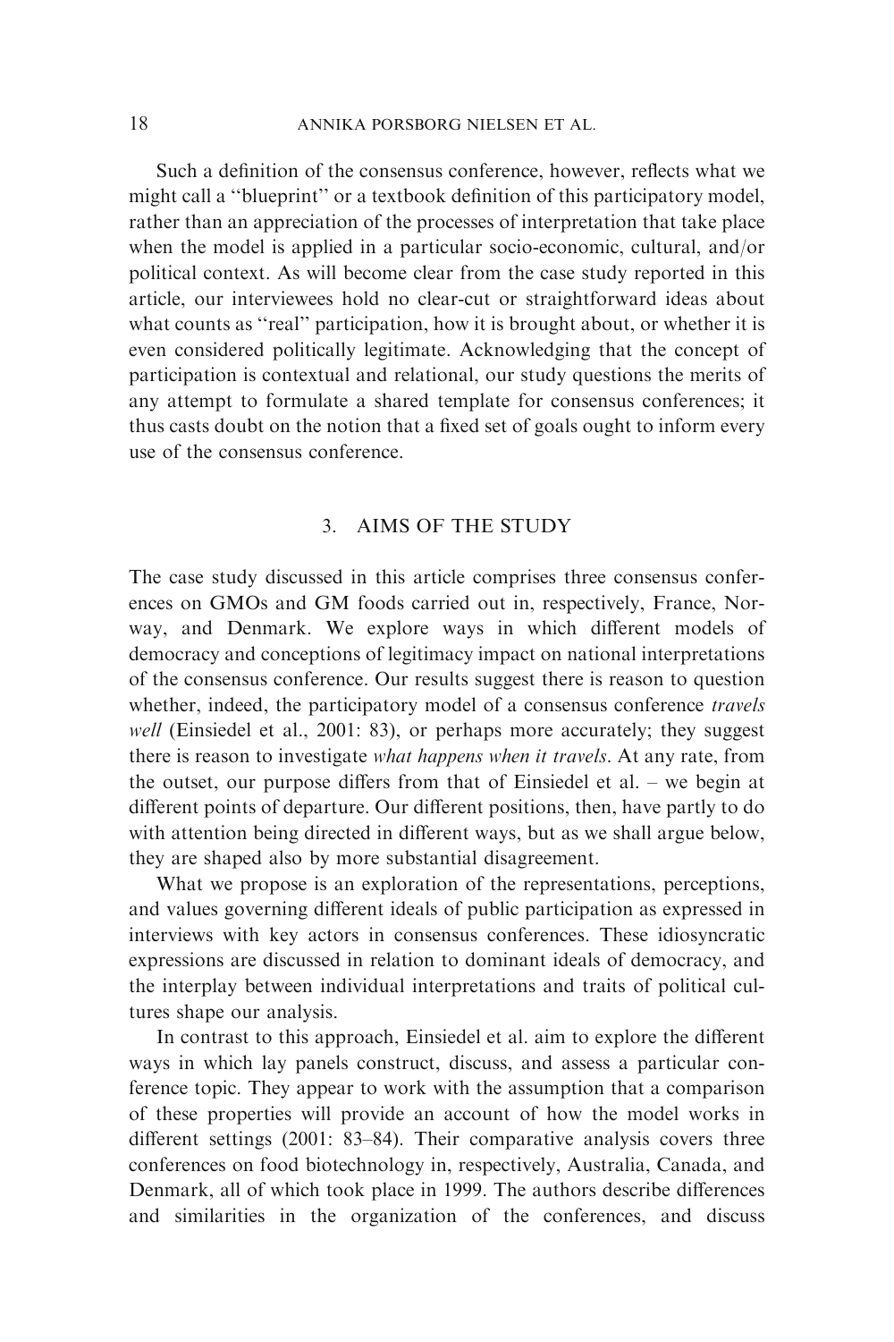Such a definition of the consensus conference, however, reflects what we might call a ''blueprint'' or a textbook definition of this participatory model, rather than an appreciation of the processes of interpretation that take place when the model is applied in a particular socio-economic, cultural, and/or political context. As will become clear from the case study reported in this article, our interviewees hold no clear-cut or straightforward ideas about what counts as ''real'' participation, how it is brought about, or whether it is even considered politically legitimate. Acknowledging that the concept of participation is contextual and relational, our study questions the merits of any attempt to formulate a shared template for consensus conferences; it thus casts doubt on the notion that a fixed set of goals ought to inform every use of the consensus conference.

## 3. AIMS OF THE STUDY

The case study discussed in this article comprises three consensus conferences on GMOs and GM foods carried out in, respectively, France, Norway, and Denmark. We explore ways in which different models of democracy and conceptions of legitimacy impact on national interpretations of the consensus conference. Our results suggest there is reason to question whether, indeed, the participatory model of a consensus conference *travels well* (Einsiedel et al., 2001: 83), or perhaps more accurately; they suggest there is reason to investigate *what happens when it travels*. At any rate, from the outset, our purpose differs from that of Einsiedel et al. – we begin at different points of departure. Our different positions, then, have partly to do with attention being directed in different ways, but as we shall argue below, they are shaped also by more substantial disagreement.

What we propose is an exploration of the representations, perceptions, and values governing different ideals of public participation as expressed in interviews with key actors in consensus conferences. These idiosyncratic expressions are discussed in relation to dominant ideals of democracy, and the interplay between individual interpretations and traits of political cultures shape our analysis.

In contrast to this approach, Einsiedel et al. aim to explore the different ways in which lay panels construct, discuss, and assess a particular conference topic. They appear to work with the assumption that a comparison of these properties will provide an account of how the model works in different settings (2001: 83–84). Their comparative analysis covers three conferences on food biotechnology in, respectively, Australia, Canada, and Denmark, all of which took place in 1999. The authors describe differences and similarities in the organization of the conferences, and discuss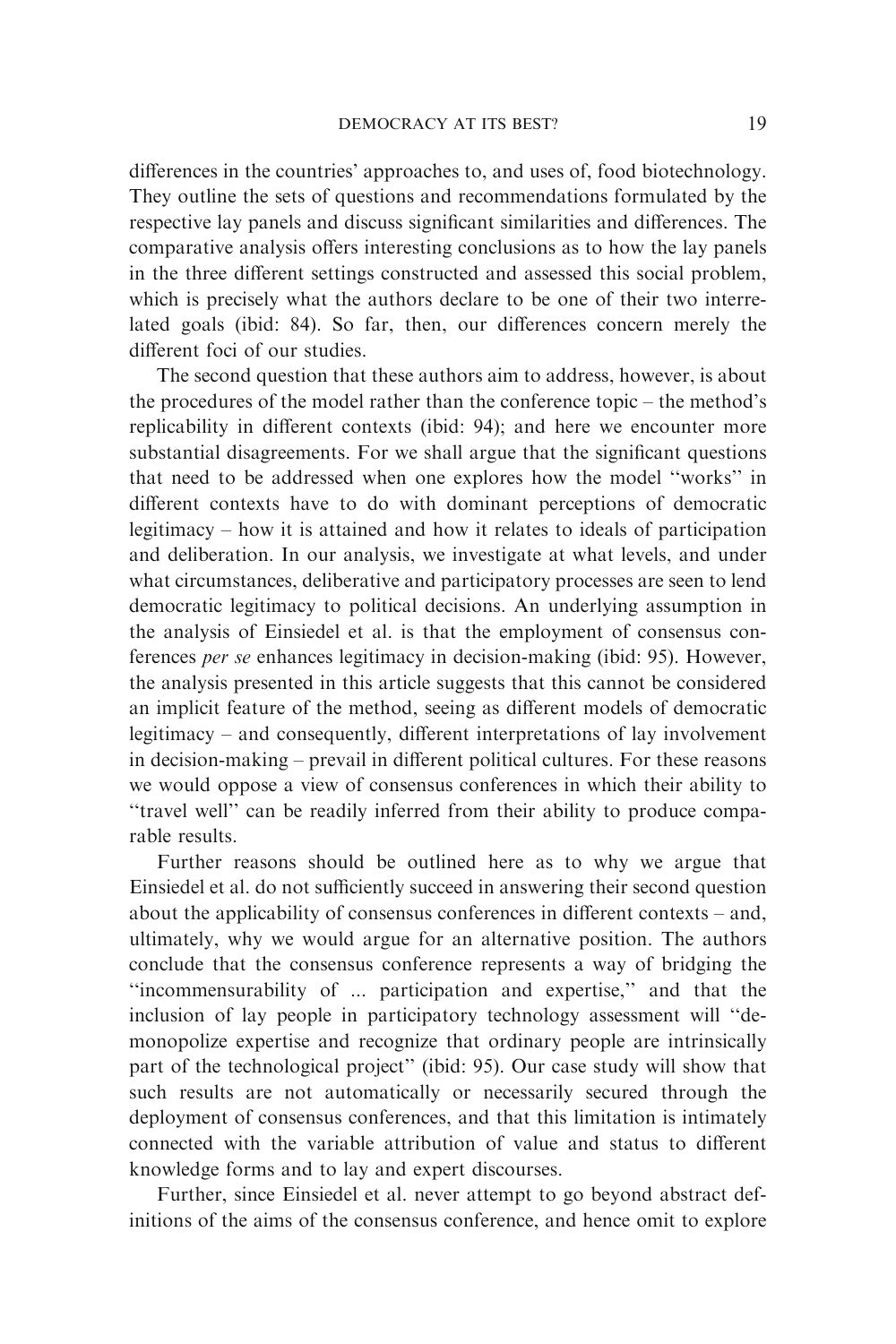differences in the countries' approaches to, and uses of, food biotechnology. They outline the sets of questions and recommendations formulated by the respective lay panels and discuss significant similarities and differences. The comparative analysis offers interesting conclusions as to how the lay panels in the three different settings constructed and assessed this social problem, which is precisely what the authors declare to be one of their two interrelated goals (ibid: 84). So far, then, our differences concern merely the different foci of our studies.

The second question that these authors aim to address, however, is about the procedures of the model rather than the conference topic – the method's replicability in different contexts (ibid: 94); and here we encounter more substantial disagreements. For we shall argue that the significant questions that need to be addressed when one explores how the model "works" in different contexts have to do with dominant perceptions of democratic legitimacy – how it is attained and how it relates to ideals of participation and deliberation. In our analysis, we investigate at what levels, and under what circumstances, deliberative and participatory processes are seen to lend democratic legitimacy to political decisions. An underlying assumption in the analysis of Einsiedel et al. is that the employment of consensus conferences *per se* enhances legitimacy in decision-making (ibid: 95). However, the analysis presented in this article suggests that this cannot be considered an implicit feature of the method, seeing as different models of democratic legitimacy – and consequently, different interpretations of lay involvement in decision-making – prevail in different political cultures. For these reasons we would oppose a view of consensus conferences in which their ability to "travel well" can be readily inferred from their ability to produce comparable results.

Further reasons should be outlined here as to why we argue that Einsiedel et al. do not sufficiently succeed in answering their second question about the applicability of consensus conferences in different contexts – and, ultimately, why we would argue for an alternative position. The authors conclude that the consensus conference represents a way of bridging the "incommensurability of ... participation and expertise," and that the inclusion of lay people in participatory technology assessment will "demonopolize expertise and recognize that ordinary people are intrinsically part of the technological project" (ibid: 95). Our case study will show that such results are not automatically or necessarily secured through the deployment of consensus conferences, and that this limitation is intimately connected with the variable attribution of value and status to different knowledge forms and to lay and expert discourses.

Further, since Einsiedel et al. never attempt to go beyond abstract definitions of the aims of the consensus conference, and hence omit to explore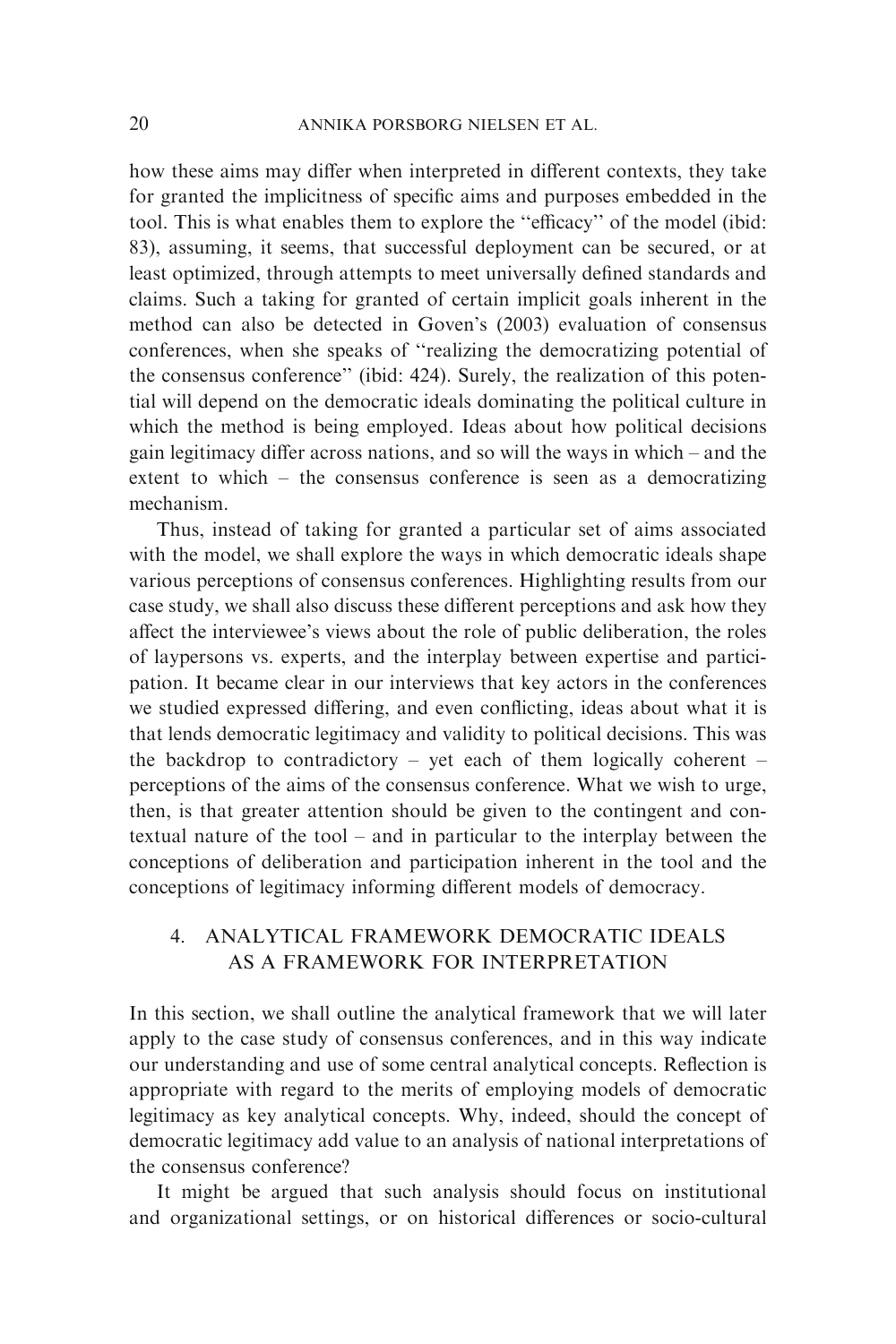how these aims may differ when interpreted in different contexts, they take for granted the implicitness of specific aims and purposes embedded in the tool. This is what enables them to explore the ''efficacy'' of the model (ibid: 83), assuming, it seems, that successful deployment can be secured, or at least optimized, through attempts to meet universally defined standards and claims. Such a taking for granted of certain implicit goals inherent in the method can also be detected in Goven's (2003) evaluation of consensus conferences, when she speaks of ''realizing the democratizing potential of the consensus conference'' (ibid: 424). Surely, the realization of this potential will depend on the democratic ideals dominating the political culture in which the method is being employed. Ideas about how political decisions gain legitimacy differ across nations, and so will the ways in which – and the extent to which – the consensus conference is seen as a democratizing mechanism.

Thus, instead of taking for granted a particular set of aims associated with the model, we shall explore the ways in which democratic ideals shape various perceptions of consensus conferences. Highlighting results from our case study, we shall also discuss these different perceptions and ask how they affect the interviewee's views about the role of public deliberation, the roles of laypersons vs. experts, and the interplay between expertise and participation. It became clear in our interviews that key actors in the conferences we studied expressed differing, and even conflicting, ideas about what it is that lends democratic legitimacy and validity to political decisions. This was the backdrop to contradictory – yet each of them logically coherent – perceptions of the aims of the consensus conference. What we wish to urge, then, is that greater attention should be given to the contingent and contextual nature of the tool – and in particular to the interplay between the conceptions of deliberation and participation inherent in the tool and the conceptions of legitimacy informing different models of democracy.

## 4. ANALYTICAL FRAMEWORK DEMOCRATIC IDEALS AS A FRAMEWORK FOR INTERPRETATION

In this section, we shall outline the analytical framework that we will later apply to the case study of consensus conferences, and in this way indicate our understanding and use of some central analytical concepts. Reflection is appropriate with regard to the merits of employing models of democratic legitimacy as key analytical concepts. Why, indeed, should the concept of democratic legitimacy add value to an analysis of national interpretations of the consensus conference?

It might be argued that such analysis should focus on institutional and organizational settings, or on historical differences or socio-cultural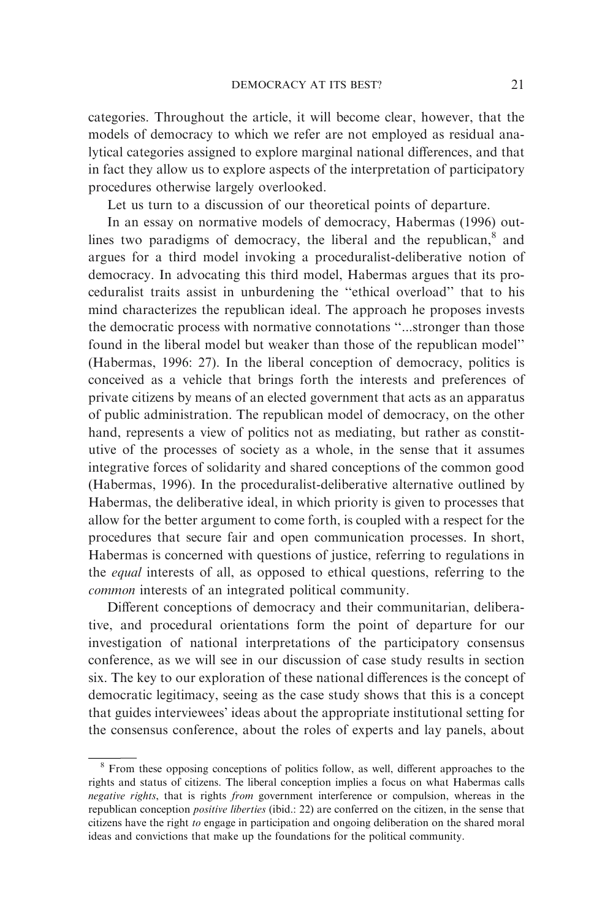categories. Throughout the article, it will become clear, however, that the models of democracy to which we refer are not employed as residual analytical categories assigned to explore marginal national differences, and that in fact they allow us to explore aspects of the interpretation of participatory procedures otherwise largely overlooked.

Let us turn to a discussion of our theoretical points of departure.

In an essay on normative models of democracy, Habermas (1996) outlines two paradigms of democracy, the liberal and the republican,[8] and argues for a third model invoking a proceduralist-deliberative notion of democracy. In advocating this third model, Habermas argues that its proceduralist traits assist in unburdening the "ethical overload" that to his mind characterizes the republican ideal. The approach he proposes invests the democratic process with normative connotations "...stronger than those found in the liberal model but weaker than those of the republican model" (Habermas, 1996: 27). In the liberal conception of democracy, politics is conceived as a vehicle that brings forth the interests and preferences of private citizens by means of an elected government that acts as an apparatus of public administration. The republican model of democracy, on the other hand, represents a view of politics not as mediating, but rather as constitutive of the processes of society as a whole, in the sense that it assumes integrative forces of solidarity and shared conceptions of the common good (Habermas, 1996). In the proceduralist-deliberative alternative outlined by Habermas, the deliberative ideal, in which priority is given to processes that allow for the better argument to come forth, is coupled with a respect for the procedures that secure fair and open communication processes. In short, Habermas is concerned with questions of justice, referring to regulations in the *equal* interests of all, as opposed to ethical questions, referring to the *common* interests of an integrated political community.

Different conceptions of democracy and their communitarian, deliberative, and procedural orientations form the point of departure for our investigation of national interpretations of the participatory consensus conference, as we will see in our discussion of case study results in section six. The key to our exploration of these national differences is the concept of democratic legitimacy, seeing as the case study shows that this is a concept that guides interviewees' ideas about the appropriate institutional setting for the consensus conference, about the roles of experts and lay panels, about

[8] From these opposing conceptions of politics follow, as well, different approaches to the rights and status of citizens. The liberal conception implies a focus on what Habermas calls *negative rights*, that is rights *from* government interference or compulsion, whereas in the republican conception *positive liberties* (ibid.: 22) are conferred on the citizen, in the sense that citizens have the right *to* engage in participation and ongoing deliberation on the shared moral ideas and convictions that make up the foundations for the political community.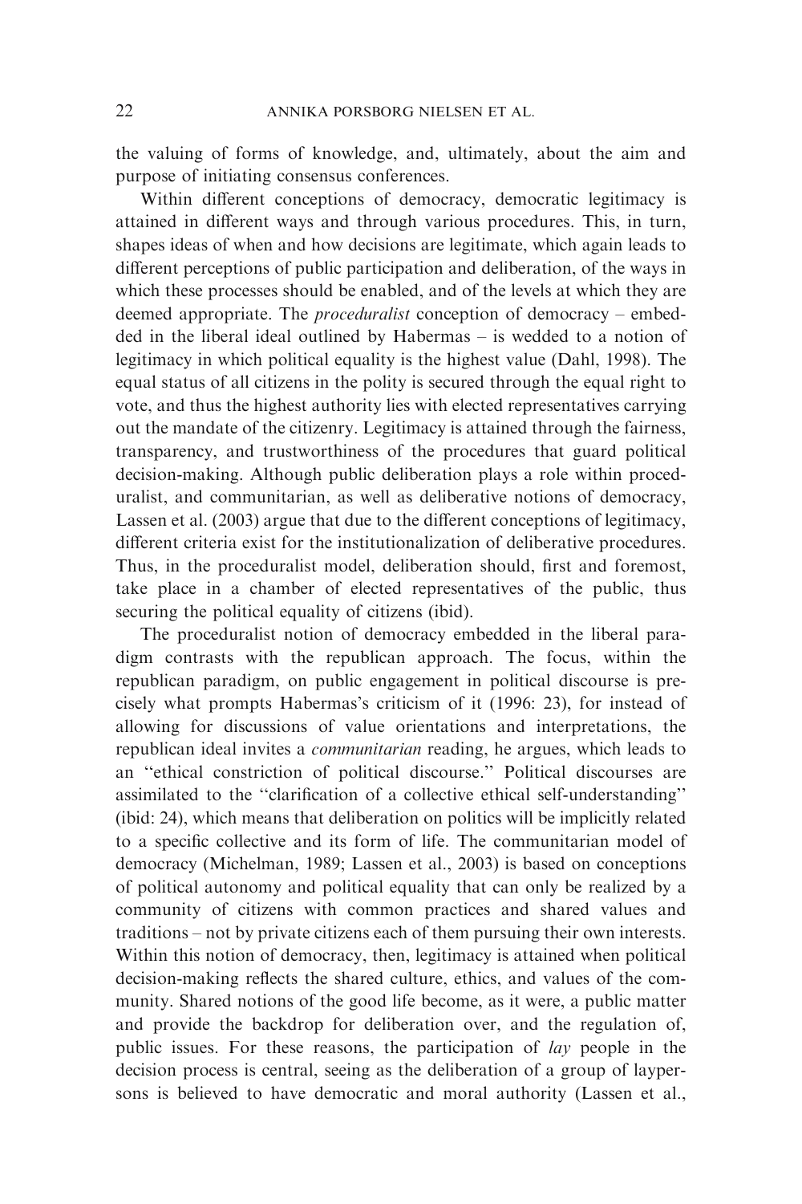the valuing of forms of knowledge, and, ultimately, about the aim and purpose of initiating consensus conferences.

Within different conceptions of democracy, democratic legitimacy is attained in different ways and through various procedures. This, in turn, shapes ideas of when and how decisions are legitimate, which again leads to different perceptions of public participation and deliberation, of the ways in which these processes should be enabled, and of the levels at which they are deemed appropriate. The *proceduralist* conception of democracy – embedded in the liberal ideal outlined by Habermas – is wedded to a notion of legitimacy in which political equality is the highest value (Dahl, 1998). The equal status of all citizens in the polity is secured through the equal right to vote, and thus the highest authority lies with elected representatives carrying out the mandate of the citizenry. Legitimacy is attained through the fairness, transparency, and trustworthiness of the procedures that guard political decision-making. Although public deliberation plays a role within proceduralist, and communitarian, as well as deliberative notions of democracy, Lassen et al. (2003) argue that due to the different conceptions of legitimacy, different criteria exist for the institutionalization of deliberative procedures. Thus, in the proceduralist model, deliberation should, first and foremost, take place in a chamber of elected representatives of the public, thus securing the political equality of citizens (ibid).

The proceduralist notion of democracy embedded in the liberal paradigm contrasts with the republican approach. The focus, within the republican paradigm, on public engagement in political discourse is precisely what prompts Habermas's criticism of it (1996: 23), for instead of allowing for discussions of value orientations and interpretations, the republican ideal invites a *communitarian* reading, he argues, which leads to an "ethical constriction of political discourse." Political discourses are assimilated to the "clarification of a collective ethical self-understanding" (ibid: 24), which means that deliberation on politics will be implicitly related to a specific collective and its form of life. The communitarian model of democracy (Michelman, 1989; Lassen et al., 2003) is based on conceptions of political autonomy and political equality that can only be realized by a community of citizens with common practices and shared values and traditions – not by private citizens each of them pursuing their own interests. Within this notion of democracy, then, legitimacy is attained when political decision-making reflects the shared culture, ethics, and values of the community. Shared notions of the good life become, as it were, a public matter and provide the backdrop for deliberation over, and the regulation of, public issues. For these reasons, the participation of *lay* people in the decision process is central, seeing as the deliberation of a group of laypersons is believed to have democratic and moral authority (Lassen et al.,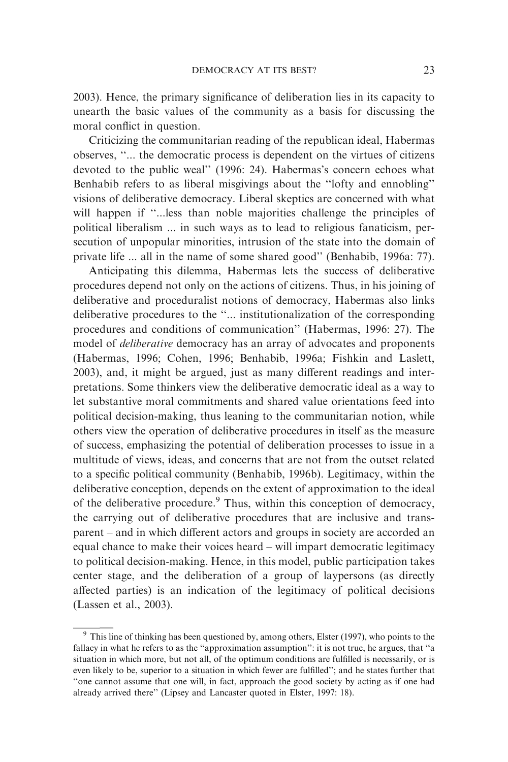2003). Hence, the primary significance of deliberation lies in its capacity to unearth the basic values of the community as a basis for discussing the moral conflict in question.

Criticizing the communitarian reading of the republican ideal, Habermas observes, ''... the democratic process is dependent on the virtues of citizens devoted to the public weal'' (1996: 24). Habermas's concern echoes what Benhabib refers to as liberal misgivings about the ''lofty and ennobling'' visions of deliberative democracy. Liberal skeptics are concerned with what will happen if ''...less than noble majorities challenge the principles of political liberalism ... in such ways as to lead to religious fanaticism, persecution of unpopular minorities, intrusion of the state into the domain of private life ... all in the name of some shared good'' (Benhabib, 1996a: 77).

Anticipating this dilemma, Habermas lets the success of deliberative procedures depend not only on the actions of citizens. Thus, in his joining of deliberative and proceduralist notions of democracy, Habermas also links deliberative procedures to the ''... institutionalization of the corresponding procedures and conditions of communication'' (Habermas, 1996: 27). The model of *deliberative* democracy has an array of advocates and proponents (Habermas, 1996; Cohen, 1996; Benhabib, 1996a; Fishkin and Laslett, 2003), and, it might be argued, just as many different readings and interpretations. Some thinkers view the deliberative democratic ideal as a way to let substantive moral commitments and shared value orientations feed into political decision-making, thus leaning to the communitarian notion, while others view the operation of deliberative procedures in itself as the measure of success, emphasizing the potential of deliberation processes to issue in a multitude of views, ideas, and concerns that are not from the outset related to a specific political community (Benhabib, 1996b). Legitimacy, within the deliberative conception, depends on the extent of approximation to the ideal of the deliberative procedure.[9] Thus, within this conception of democracy, the carrying out of deliberative procedures that are inclusive and transparent – and in which different actors and groups in society are accorded an equal chance to make their voices heard – will impart democratic legitimacy to political decision-making. Hence, in this model, public participation takes center stage, and the deliberation of a group of laypersons (as directly affected parties) is an indication of the legitimacy of political decisions (Lassen et al., 2003).

---

[9] This line of thinking has been questioned by, among others, Elster (1997), who points to the fallacy in what he refers to as the ''approximation assumption'': it is not true, he argues, that ''a situation in which more, but not all, of the optimum conditions are fulfilled is necessarily, or is even likely to be, superior to a situation in which fewer are fulfilled''; and he states further that ''one cannot assume that one will, in fact, approach the good society by acting as if one had already arrived there'' (Lipsey and Lancaster quoted in Elster, 1997: 18).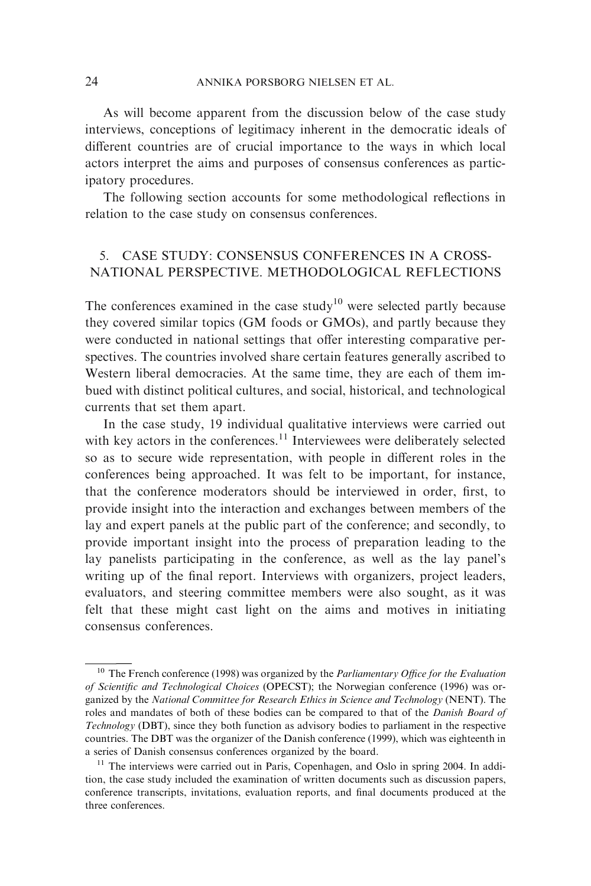As will become apparent from the discussion below of the case study interviews, conceptions of legitimacy inherent in the democratic ideals of different countries are of crucial importance to the ways in which local actors interpret the aims and purposes of consensus conferences as participatory procedures.

The following section accounts for some methodological reflections in relation to the case study on consensus conferences.

## 5. CASE STUDY: CONSENSUS CONFERENCES IN A CROSS-NATIONAL PERSPECTIVE. METHODOLOGICAL REFLECTIONS

The conferences examined in the case study[10] were selected partly because they covered similar topics (GM foods or GMOs), and partly because they were conducted in national settings that offer interesting comparative perspectives. The countries involved share certain features generally ascribed to Western liberal democracies. At the same time, they are each of them imbued with distinct political cultures, and social, historical, and technological currents that set them apart.

In the case study, 19 individual qualitative interviews were carried out with key actors in the conferences.[11] Interviewees were deliberately selected so as to secure wide representation, with people in different roles in the conferences being approached. It was felt to be important, for instance, that the conference moderators should be interviewed in order, first, to provide insight into the interaction and exchanges between members of the lay and expert panels at the public part of the conference; and secondly, to provide important insight into the process of preparation leading to the lay panelists participating in the conference, as well as the lay panel's writing up of the final report. Interviews with organizers, project leaders, evaluators, and steering committee members were also sought, as it was felt that these might cast light on the aims and motives in initiating consensus conferences.

---

[10] The French conference (1998) was organized by the *Parliamentary Office for the Evaluation of Scientific and Technological Choices* (OPECST); the Norwegian conference (1996) was organized by the *National Committee for Research Ethics in Science and Technology* (NENT). The roles and mandates of both of these bodies can be compared to that of the *Danish Board of Technology* (DBT), since they both function as advisory bodies to parliament in the respective countries. The DBT was the organizer of the Danish conference (1999), which was eighteenth in a series of Danish consensus conferences organized by the board.

[11] The interviews were carried out in Paris, Copenhagen, and Oslo in spring 2004. In addition, the case study included the examination of written documents such as discussion papers, conference transcripts, invitations, evaluation reports, and final documents produced at the three conferences.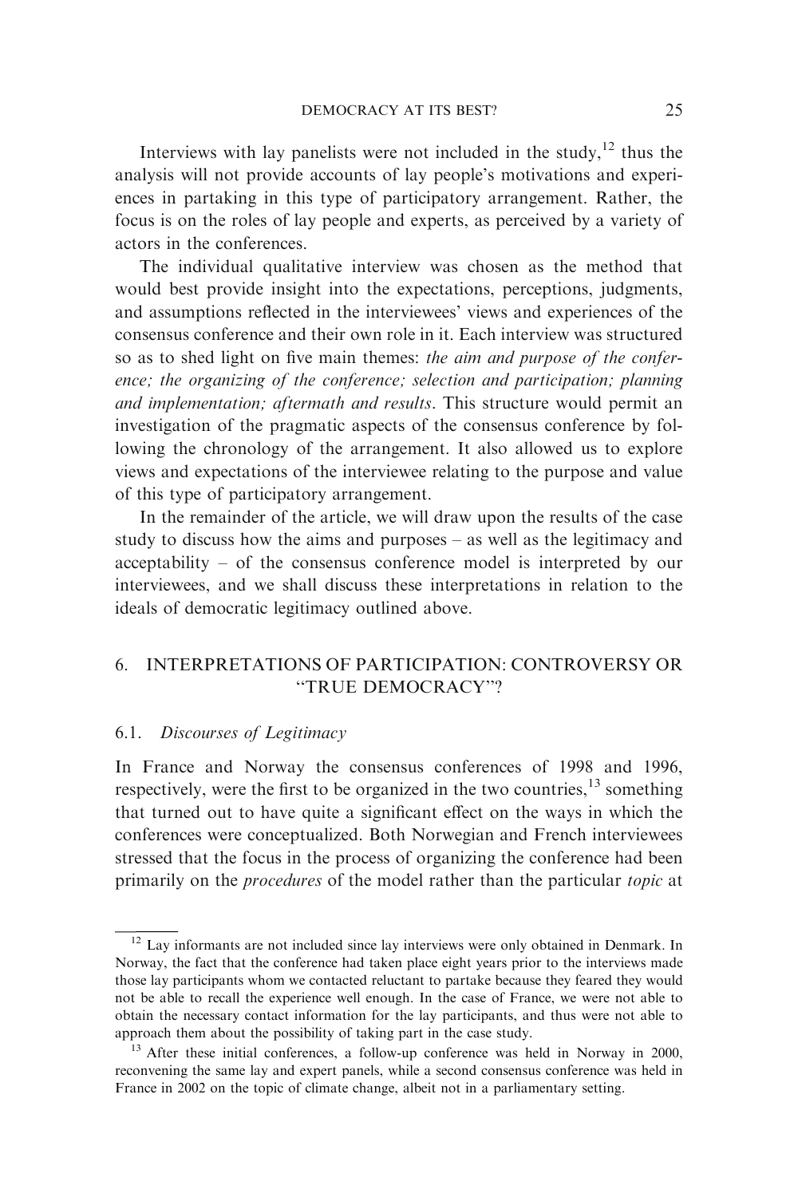Interviews with lay panelists were not included in the study,[12] thus the analysis will not provide accounts of lay people's motivations and experiences in partaking in this type of participatory arrangement. Rather, the focus is on the roles of lay people and experts, as perceived by a variety of actors in the conferences.

The individual qualitative interview was chosen as the method that would best provide insight into the expectations, perceptions, judgments, and assumptions reflected in the interviewees' views and experiences of the consensus conference and their own role in it. Each interview was structured so as to shed light on five main themes: *the aim and purpose of the conference; the organizing of the conference; selection and participation; planning and implementation; aftermath and results*. This structure would permit an investigation of the pragmatic aspects of the consensus conference by following the chronology of the arrangement. It also allowed us to explore views and expectations of the interviewee relating to the purpose and value of this type of participatory arrangement.

In the remainder of the article, we will draw upon the results of the case study to discuss how the aims and purposes – as well as the legitimacy and acceptability – of the consensus conference model is interpreted by our interviewees, and we shall discuss these interpretations in relation to the ideals of democratic legitimacy outlined above.

## 6. INTERPRETATIONS OF PARTICIPATION: CONTROVERSY OR "TRUE DEMOCRACY"?

### 6.1. *Discourses of Legitimacy*

In France and Norway the consensus conferences of 1998 and 1996, respectively, were the first to be organized in the two countries,[13] something that turned out to have quite a significant effect on the ways in which the conferences were conceptualized. Both Norwegian and French interviewees stressed that the focus in the process of organizing the conference had been primarily on the *procedures* of the model rather than the particular *topic* at

---

[12] Lay informants are not included since lay interviews were only obtained in Denmark. In Norway, the fact that the conference had taken place eight years prior to the interviews made those lay participants whom we contacted reluctant to partake because they feared they would not be able to recall the experience well enough. In the case of France, we were not able to obtain the necessary contact information for the lay participants, and thus were not able to approach them about the possibility of taking part in the case study.

[13] After these initial conferences, a follow-up conference was held in Norway in 2000, reconvening the same lay and expert panels, while a second consensus conference was held in France in 2002 on the topic of climate change, albeit not in a parliamentary setting.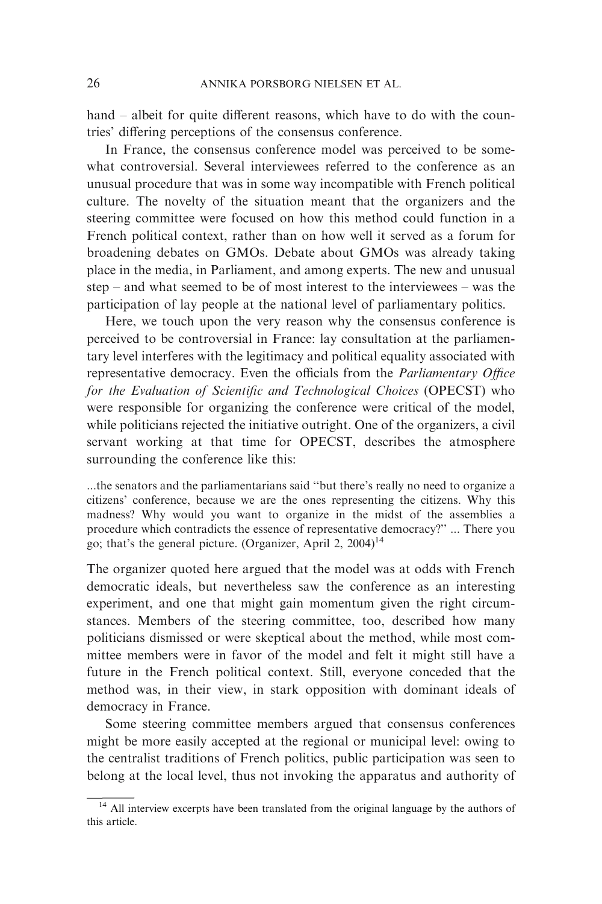hand – albeit for quite different reasons, which have to do with the countries' differing perceptions of the consensus conference.

In France, the consensus conference model was perceived to be somewhat controversial. Several interviewees referred to the conference as an unusual procedure that was in some way incompatible with French political culture. The novelty of the situation meant that the organizers and the steering committee were focused on how this method could function in a French political context, rather than on how well it served as a forum for broadening debates on GMOs. Debate about GMOs was already taking place in the media, in Parliament, and among experts. The new and unusual step – and what seemed to be of most interest to the interviewees – was the participation of lay people at the national level of parliamentary politics.

Here, we touch upon the very reason why the consensus conference is perceived to be controversial in France: lay consultation at the parliamentary level interferes with the legitimacy and political equality associated with representative democracy. Even the officials from the *Parliamentary Office for the Evaluation of Scientific and Technological Choices* (OPECST) who were responsible for organizing the conference were critical of the model, while politicians rejected the initiative outright. One of the organizers, a civil servant working at that time for OPECST, describes the atmosphere surrounding the conference like this:

> ...the senators and the parliamentarians said "but there's really no need to organize a citizens' conference, because we are the ones representing the citizens. Why this madness? Why would you want to organize in the midst of the assemblies a procedure which contradicts the essence of representative democracy?" ... There you go; that's the general picture. (Organizer, April 2, 2004)[14]

The organizer quoted here argued that the model was at odds with French democratic ideals, but nevertheless saw the conference as an interesting experiment, and one that might gain momentum given the right circumstances. Members of the steering committee, too, described how many politicians dismissed or were skeptical about the method, while most committee members were in favor of the model and felt it might still have a future in the French political context. Still, everyone conceded that the method was, in their view, in stark opposition with dominant ideals of democracy in France.

Some steering committee members argued that consensus conferences might be more easily accepted at the regional or municipal level: owing to the centralist traditions of French politics, public participation was seen to belong at the local level, thus not invoking the apparatus and authority of

[14] All interview excerpts have been translated from the original language by the authors of this article.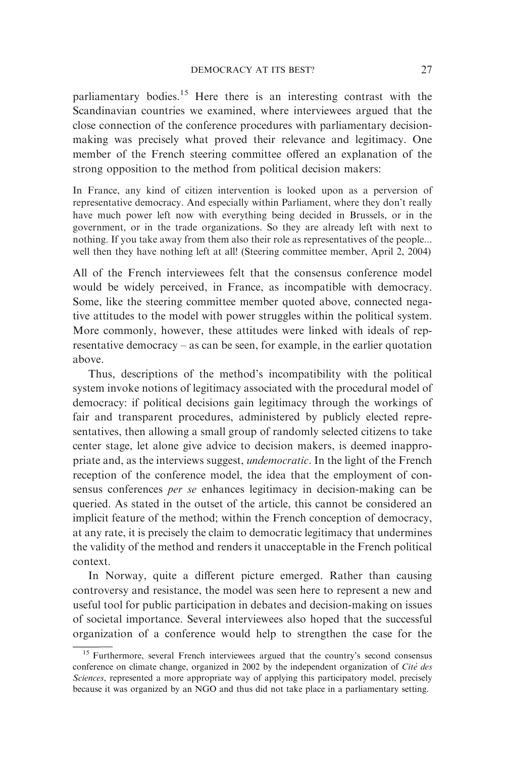parliamentary bodies.[15] Here there is an interesting contrast with the Scandinavian countries we examined, where interviewees argued that the close connection of the conference procedures with parliamentary decision-making was precisely what proved their relevance and legitimacy. One member of the French steering committee offered an explanation of the strong opposition to the method from political decision makers:

> In France, any kind of citizen intervention is looked upon as a perversion of representative democracy. And especially within Parliament, where they don't really have much power left now with everything being decided in Brussels, or in the government, or in the trade organizations. So they are already left with next to nothing. If you take away from them also their role as representatives of the people... well then they have nothing left at all! (Steering committee member, April 2, 2004)

All of the French interviewees felt that the consensus conference model would be widely perceived, in France, as incompatible with democracy. Some, like the steering committee member quoted above, connected negative attitudes to the model with power struggles within the political system. More commonly, however, these attitudes were linked with ideals of representative democracy – as can be seen, for example, in the earlier quotation above.

Thus, descriptions of the method's incompatibility with the political system invoke notions of legitimacy associated with the procedural model of democracy: if political decisions gain legitimacy through the workings of fair and transparent procedures, administered by publicly elected representatives, then allowing a small group of randomly selected citizens to take center stage, let alone give advice to decision makers, is deemed inappropriate and, as the interviews suggest, *undemocratic*. In the light of the French reception of the conference model, the idea that the employment of consensus conferences *per se* enhances legitimacy in decision-making can be queried. As stated in the outset of the article, this cannot be considered an implicit feature of the method; within the French conception of democracy, at any rate, it is precisely the claim to democratic legitimacy that undermines the validity of the method and renders it unacceptable in the French political context.

In Norway, quite a different picture emerged. Rather than causing controversy and resistance, the model was seen here to represent a new and useful tool for public participation in debates and decision-making on issues of societal importance. Several interviewees also hoped that the successful organization of a conference would help to strengthen the case for the

[15] Furthermore, several French interviewees argued that the country's second consensus conference on climate change, organized in 2002 by the independent organization of *Cité des Sciences*, represented a more appropriate way of applying this participatory model, precisely because it was organized by an NGO and thus did not take place in a parliamentary setting.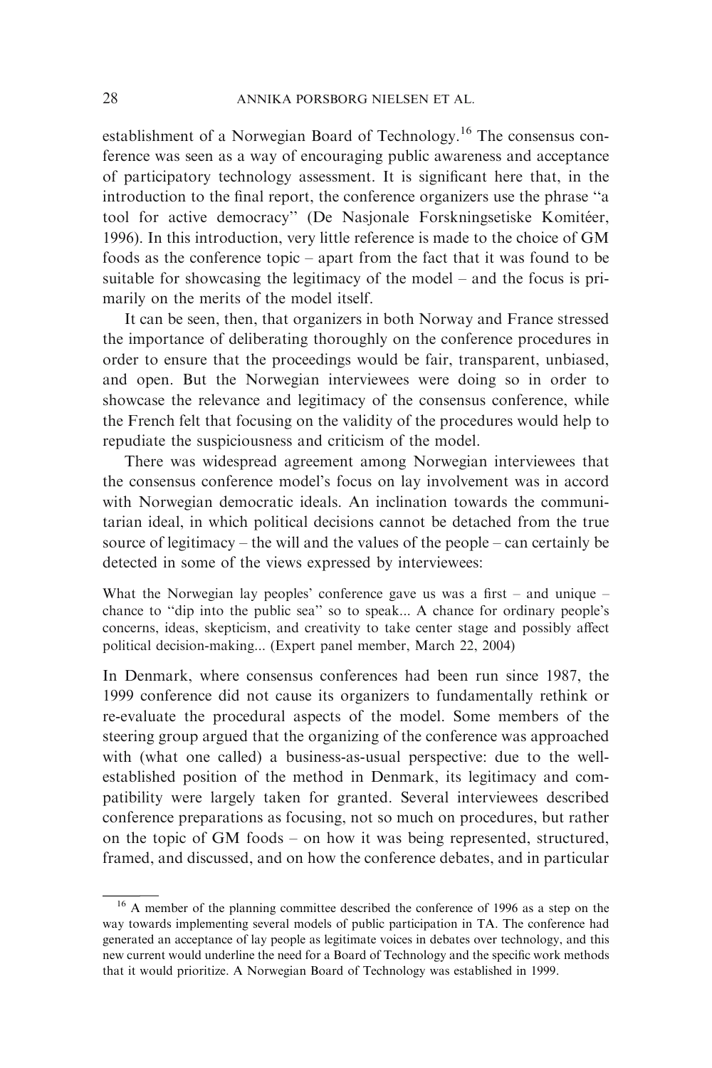establishment of a Norwegian Board of Technology.[16] The consensus conference was seen as a way of encouraging public awareness and acceptance of participatory technology assessment. It is significant here that, in the introduction to the final report, the conference organizers use the phrase "a tool for active democracy" (De Nasjonale Forskningsetiske Komitéer, 1996). In this introduction, very little reference is made to the choice of GM foods as the conference topic – apart from the fact that it was found to be suitable for showcasing the legitimacy of the model – and the focus is primarily on the merits of the model itself.

It can be seen, then, that organizers in both Norway and France stressed the importance of deliberating thoroughly on the conference procedures in order to ensure that the proceedings would be fair, transparent, unbiased, and open. But the Norwegian interviewees were doing so in order to showcase the relevance and legitimacy of the consensus conference, while the French felt that focusing on the validity of the procedures would help to repudiate the suspiciousness and criticism of the model.

There was widespread agreement among Norwegian interviewees that the consensus conference model's focus on lay involvement was in accord with Norwegian democratic ideals. An inclination towards the communitarian ideal, in which political decisions cannot be detached from the true source of legitimacy – the will and the values of the people – can certainly be detected in some of the views expressed by interviewees:

> What the Norwegian lay peoples' conference gave us was a first – and unique – chance to "dip into the public sea" so to speak... A chance for ordinary people's concerns, ideas, skepticism, and creativity to take center stage and possibly affect political decision-making... (Expert panel member, March 22, 2004)

In Denmark, where consensus conferences had been run since 1987, the 1999 conference did not cause its organizers to fundamentally rethink or re-evaluate the procedural aspects of the model. Some members of the steering group argued that the organizing of the conference was approached with (what one called) a business-as-usual perspective: due to the well-established position of the method in Denmark, its legitimacy and compatibility were largely taken for granted. Several interviewees described conference preparations as focusing, not so much on procedures, but rather on the topic of GM foods – on how it was being represented, structured, framed, and discussed, and on how the conference debates, and in particular

[16] A member of the planning committee described the conference of 1996 as a step on the way towards implementing several models of public participation in TA. The conference had generated an acceptance of lay people as legitimate voices in debates over technology, and this new current would underline the need for a Board of Technology and the specific work methods that it would prioritize. A Norwegian Board of Technology was established in 1999.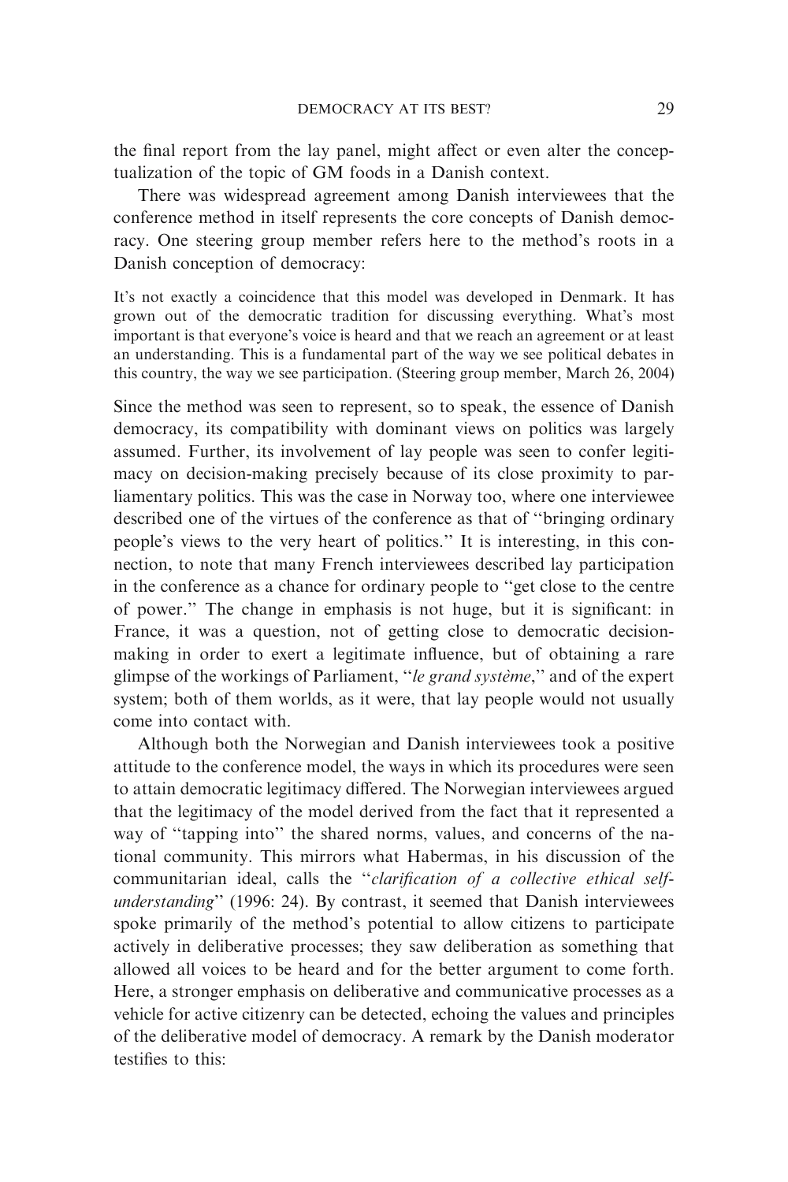the final report from the lay panel, might affect or even alter the conceptualization of the topic of GM foods in a Danish context.

There was widespread agreement among Danish interviewees that the conference method in itself represents the core concepts of Danish democracy. One steering group member refers here to the method's roots in a Danish conception of democracy:

> It's not exactly a coincidence that this model was developed in Denmark. It has grown out of the democratic tradition for discussing everything. What's most important is that everyone's voice is heard and that we reach an agreement or at least an understanding. This is a fundamental part of the way we see political debates in this country, the way we see participation. (Steering group member, March 26, 2004)

Since the method was seen to represent, so to speak, the essence of Danish democracy, its compatibility with dominant views on politics was largely assumed. Further, its involvement of lay people was seen to confer legitimacy on decision-making precisely because of its close proximity to parliamentary politics. This was the case in Norway too, where one interviewee described one of the virtues of the conference as that of "bringing ordinary people's views to the very heart of politics." It is interesting, in this connection, to note that many French interviewees described lay participation in the conference as a chance for ordinary people to "get close to the centre of power." The change in emphasis is not huge, but it is significant: in France, it was a question, not of getting close to democratic decision-making in order to exert a legitimate influence, but of obtaining a rare glimpse of the workings of Parliament, "*le grand système*," and of the expert system; both of them worlds, as it were, that lay people would not usually come into contact with.

Although both the Norwegian and Danish interviewees took a positive attitude to the conference model, the ways in which its procedures were seen to attain democratic legitimacy differed. The Norwegian interviewees argued that the legitimacy of the model derived from the fact that it represented a way of "tapping into" the shared norms, values, and concerns of the national community. This mirrors what Habermas, in his discussion of the communitarian ideal, calls the "*clarification of a collective ethical self-understanding*" (1996: 24). By contrast, it seemed that Danish interviewees spoke primarily of the method's potential to allow citizens to participate actively in deliberative processes; they saw deliberation as something that allowed all voices to be heard and for the better argument to come forth. Here, a stronger emphasis on deliberative and communicative processes as a vehicle for active citizenry can be detected, echoing the values and principles of the deliberative model of democracy. A remark by the Danish moderator testifies to this: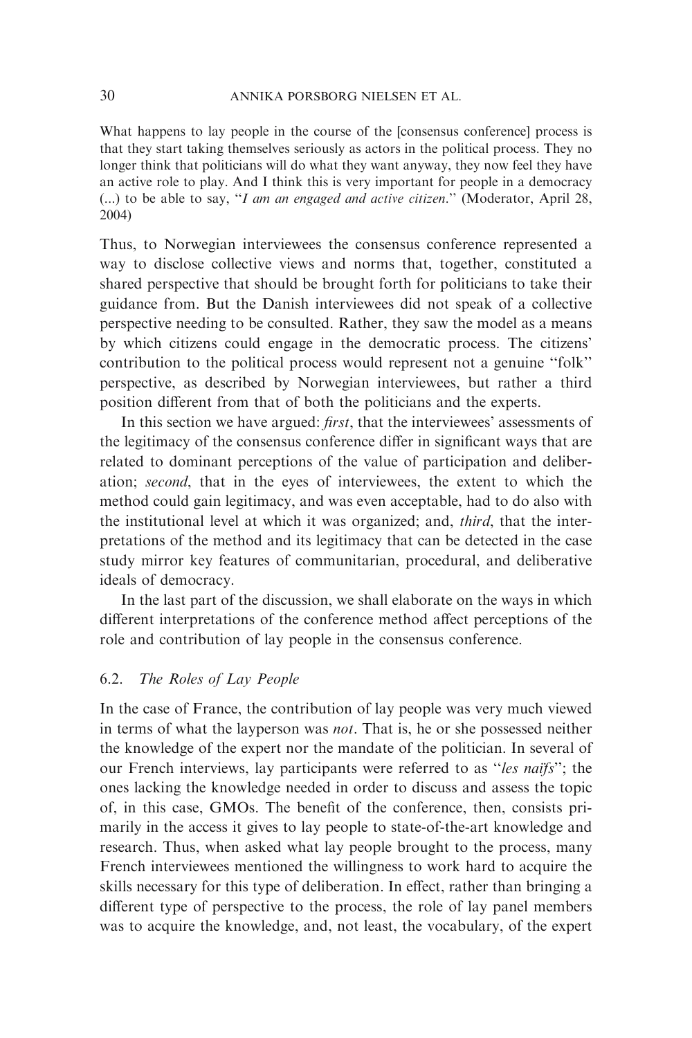> What happens to lay people in the course of the [consensus conference] process is that they start taking themselves seriously as actors in the political process. They no longer think that politicians will do what they want anyway, they now feel they have an active role to play. And I think this is very important for people in a democracy (...) to be able to say, "*I am an engaged and active citizen*." (Moderator, April 28, 2004)

Thus, to Norwegian interviewees the consensus conference represented a way to disclose collective views and norms that, together, constituted a shared perspective that should be brought forth for politicians to take their guidance from. But the Danish interviewees did not speak of a collective perspective needing to be consulted. Rather, they saw the model as a means by which citizens could engage in the democratic process. The citizens' contribution to the political process would represent not a genuine "folk" perspective, as described by Norwegian interviewees, but rather a third position different from that of both the politicians and the experts.

In this section we have argued: *first*, that the interviewees' assessments of the legitimacy of the consensus conference differ in significant ways that are related to dominant perceptions of the value of participation and deliberation; *second*, that in the eyes of interviewees, the extent to which the method could gain legitimacy, and was even acceptable, had to do also with the institutional level at which it was organized; and, *third*, that the interpretations of the method and its legitimacy that can be detected in the case study mirror key features of communitarian, procedural, and deliberative ideals of democracy.

In the last part of the discussion, we shall elaborate on the ways in which different interpretations of the conference method affect perceptions of the role and contribution of lay people in the consensus conference.

### 6.2. *The Roles of Lay People*

In the case of France, the contribution of lay people was very much viewed in terms of what the layperson was *not*. That is, he or she possessed neither the knowledge of the expert nor the mandate of the politician. In several of our French interviews, lay participants were referred to as "*les naïfs*"; the ones lacking the knowledge needed in order to discuss and assess the topic of, in this case, GMOs. The benefit of the conference, then, consists primarily in the access it gives to lay people to state-of-the-art knowledge and research. Thus, when asked what lay people brought to the process, many French interviewees mentioned the willingness to work hard to acquire the skills necessary for this type of deliberation. In effect, rather than bringing a different type of perspective to the process, the role of lay panel members was to acquire the knowledge, and, not least, the vocabulary, of the expert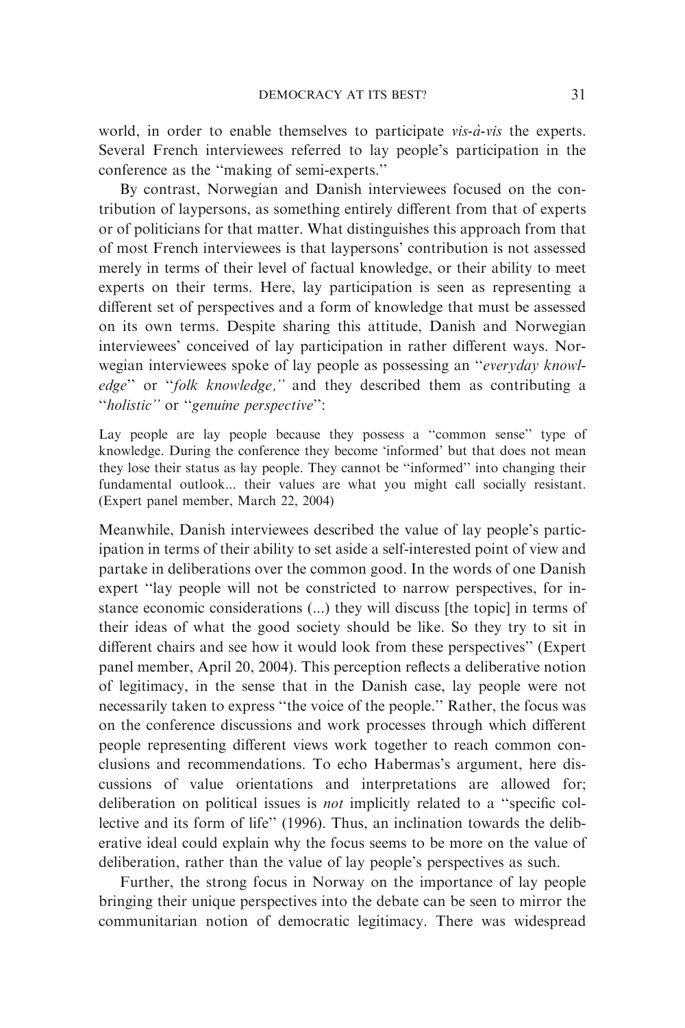world, in order to enable themselves to participate *vis-à-vis* the experts. Several French interviewees referred to lay people's participation in the conference as the "making of semi-experts."

By contrast, Norwegian and Danish interviewees focused on the contribution of laypersons, as something entirely different from that of experts or of politicians for that matter. What distinguishes this approach from that of most French interviewees is that laypersons' contribution is not assessed merely in terms of their level of factual knowledge, or their ability to meet experts on their terms. Here, lay participation is seen as representing a different set of perspectives and a form of knowledge that must be assessed on its own terms. Despite sharing this attitude, Danish and Norwegian interviewees' conceived of lay participation in rather different ways. Norwegian interviewees spoke of lay people as possessing an "*everyday knowledge*" or "*folk knowledge,*" and they described them as contributing a "*holistic*" or "*genuine perspective*":

> Lay people are lay people because they possess a "common sense" type of knowledge. During the conference they become 'informed' but that does not mean they lose their status as lay people. They cannot be "informed" into changing their fundamental outlook... their values are what you might call socially resistant. (Expert panel member, March 22, 2004)

Meanwhile, Danish interviewees described the value of lay people's participation in terms of their ability to set aside a self-interested point of view and partake in deliberations over the common good. In the words of one Danish expert "lay people will not be constricted to narrow perspectives, for instance economic considerations (...) they will discuss [the topic] in terms of their ideas of what the good society should be like. So they try to sit in different chairs and see how it would look from these perspectives" (Expert panel member, April 20, 2004). This perception reflects a deliberative notion of legitimacy, in the sense that in the Danish case, lay people were not necessarily taken to express "the voice of the people." Rather, the focus was on the conference discussions and work processes through which different people representing different views work together to reach common conclusions and recommendations. To echo Habermas's argument, here discussions of value orientations and interpretations are allowed for; deliberation on political issues is *not* implicitly related to a "specific collective and its form of life" (1996). Thus, an inclination towards the deliberative ideal could explain why the focus seems to be more on the value of deliberation, rather than the value of lay people's perspectives as such.

Further, the strong focus in Norway on the importance of lay people bringing their unique perspectives into the debate can be seen to mirror the communitarian notion of democratic legitimacy. There was widespread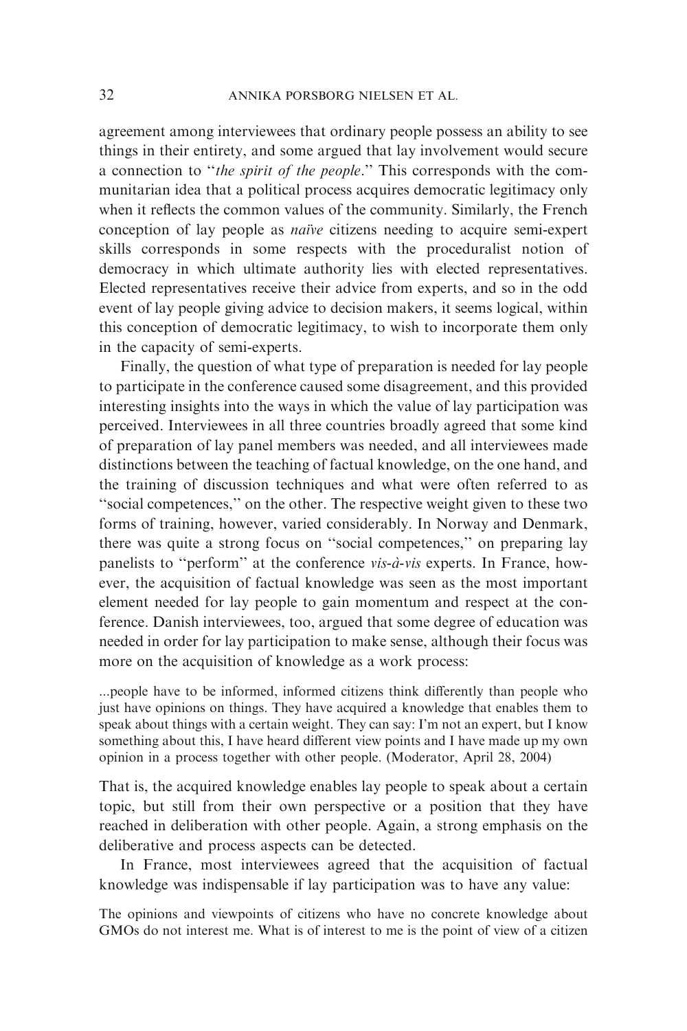agreement among interviewees that ordinary people possess an ability to see things in their entirety, and some argued that lay involvement would secure a connection to "*the spirit of the people*." This corresponds with the communitarian idea that a political process acquires democratic legitimacy only when it reflects the common values of the community. Similarly, the French conception of lay people as *naïve* citizens needing to acquire semi-expert skills corresponds in some respects with the proceduralist notion of democracy in which ultimate authority lies with elected representatives. Elected representatives receive their advice from experts, and so in the odd event of lay people giving advice to decision makers, it seems logical, within this conception of democratic legitimacy, to wish to incorporate them only in the capacity of semi-experts.

Finally, the question of what type of preparation is needed for lay people to participate in the conference caused some disagreement, and this provided interesting insights into the ways in which the value of lay participation was perceived. Interviewees in all three countries broadly agreed that some kind of preparation of lay panel members was needed, and all interviewees made distinctions between the teaching of factual knowledge, on the one hand, and the training of discussion techniques and what were often referred to as "social competences," on the other. The respective weight given to these two forms of training, however, varied considerably. In Norway and Denmark, there was quite a strong focus on "social competences," on preparing lay panelists to "perform" at the conference *vis-à-vis* experts. In France, however, the acquisition of factual knowledge was seen as the most important element needed for lay people to gain momentum and respect at the conference. Danish interviewees, too, argued that some degree of education was needed in order for lay participation to make sense, although their focus was more on the acquisition of knowledge as a work process:

> ...people have to be informed, informed citizens think differently than people who just have opinions on things. They have acquired a knowledge that enables them to speak about things with a certain weight. They can say: I'm not an expert, but I know something about this, I have heard different view points and I have made up my own opinion in a process together with other people. (Moderator, April 28, 2004)

That is, the acquired knowledge enables lay people to speak about a certain topic, but still from their own perspective or a position that they have reached in deliberation with other people. Again, a strong emphasis on the deliberative and process aspects can be detected.

In France, most interviewees agreed that the acquisition of factual knowledge was indispensable if lay participation was to have any value:

> The opinions and viewpoints of citizens who have no concrete knowledge about GMOs do not interest me. What is of interest to me is the point of view of a citizen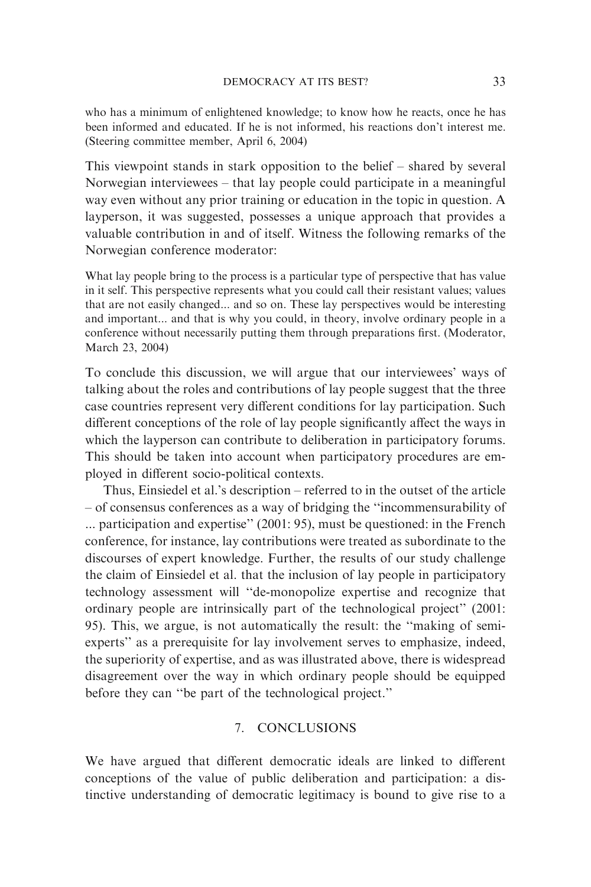who has a minimum of enlightened knowledge; to know how he reacts, once he has been informed and educated. If he is not informed, his reactions don't interest me. (Steering committee member, April 6, 2004)

This viewpoint stands in stark opposition to the belief – shared by several Norwegian interviewees – that lay people could participate in a meaningful way even without any prior training or education in the topic in question. A layperson, it was suggested, possesses a unique approach that provides a valuable contribution in and of itself. Witness the following remarks of the Norwegian conference moderator:

> What lay people bring to the process is a particular type of perspective that has value in it self. This perspective represents what you could call their resistant values; values that are not easily changed... and so on. These lay perspectives would be interesting and important... and that is why you could, in theory, involve ordinary people in a conference without necessarily putting them through preparations first. (Moderator, March 23, 2004)

To conclude this discussion, we will argue that our interviewees' ways of talking about the roles and contributions of lay people suggest that the three case countries represent very different conditions for lay participation. Such different conceptions of the role of lay people significantly affect the ways in which the layperson can contribute to deliberation in participatory forums. This should be taken into account when participatory procedures are employed in different socio-political contexts.

Thus, Einsiedel et al.'s description – referred to in the outset of the article – of consensus conferences as a way of bridging the "incommensurability of ... participation and expertise" (2001: 95), must be questioned: in the French conference, for instance, lay contributions were treated as subordinate to the discourses of expert knowledge. Further, the results of our study challenge the claim of Einsiedel et al. that the inclusion of lay people in participatory technology assessment will "de-monopolize expertise and recognize that ordinary people are intrinsically part of the technological project" (2001: 95). This, we argue, is not automatically the result: the "making of semi-experts" as a prerequisite for lay involvement serves to emphasize, indeed, the superiority of expertise, and as was illustrated above, there is widespread disagreement over the way in which ordinary people should be equipped before they can "be part of the technological project."

## 7. CONCLUSIONS

We have argued that different democratic ideals are linked to different conceptions of the value of public deliberation and participation: a distinctive understanding of democratic legitimacy is bound to give rise to a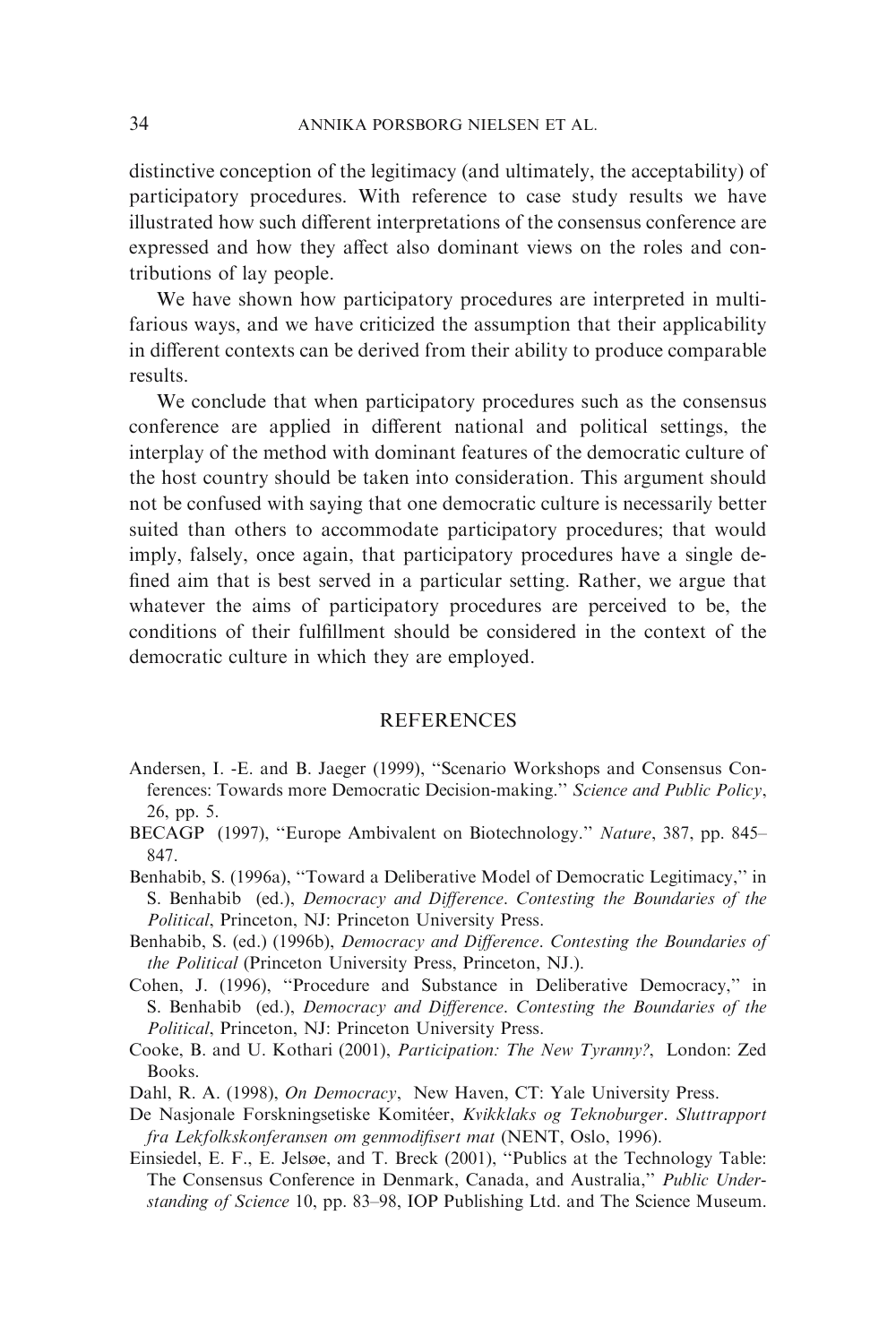distinctive conception of the legitimacy (and ultimately, the acceptability) of participatory procedures. With reference to case study results we have illustrated how such different interpretations of the consensus conference are expressed and how they affect also dominant views on the roles and contributions of lay people.

We have shown how participatory procedures are interpreted in multifarious ways, and we have criticized the assumption that their applicability in different contexts can be derived from their ability to produce comparable results.

We conclude that when participatory procedures such as the consensus conference are applied in different national and political settings, the interplay of the method with dominant features of the democratic culture of the host country should be taken into consideration. This argument should not be confused with saying that one democratic culture is necessarily better suited than others to accommodate participatory procedures; that would imply, falsely, once again, that participatory procedures have a single defined aim that is best served in a particular setting. Rather, we argue that whatever the aims of participatory procedures are perceived to be, the conditions of their fulfillment should be considered in the context of the democratic culture in which they are employed.

## REFERENCES

Andersen, I. -E. and B. Jaeger (1999), "Scenario Workshops and Consensus Conferences: Towards more Democratic Decision-making." *Science and Public Policy*, 26, pp. 5.

BECAGP (1997), "Europe Ambivalent on Biotechnology." *Nature*, 387, pp. 845–847.

Benhabib, S. (1996a), "Toward a Deliberative Model of Democratic Legitimacy," in S. Benhabib (ed.), *Democracy and Difference. Contesting the Boundaries of the Political*, Princeton, NJ: Princeton University Press.

Benhabib, S. (ed.) (1996b), *Democracy and Difference. Contesting the Boundaries of the Political* (Princeton University Press, Princeton, NJ.).

Cohen, J. (1996), "Procedure and Substance in Deliberative Democracy," in S. Benhabib (ed.), *Democracy and Difference. Contesting the Boundaries of the Political*, Princeton, NJ: Princeton University Press.

Cooke, B. and U. Kothari (2001), *Participation: The New Tyranny?*, London: Zed Books.

Dahl, R. A. (1998), *On Democracy*, New Haven, CT: Yale University Press.

De Nasjonale Forskningsetiske Komitéer, *Kvikklaks og Teknoburger. Sluttrapport fra Lekfolkskonferansen om genmodifisert mat* (NENT, Oslo, 1996).

Einsiedel, E. F., E. Jelsøe, and T. Breck (2001), "Publics at the Technology Table: The Consensus Conference in Denmark, Canada, and Australia," *Public Understanding of Science* 10, pp. 83–98, IOP Publishing Ltd. and The Science Museum.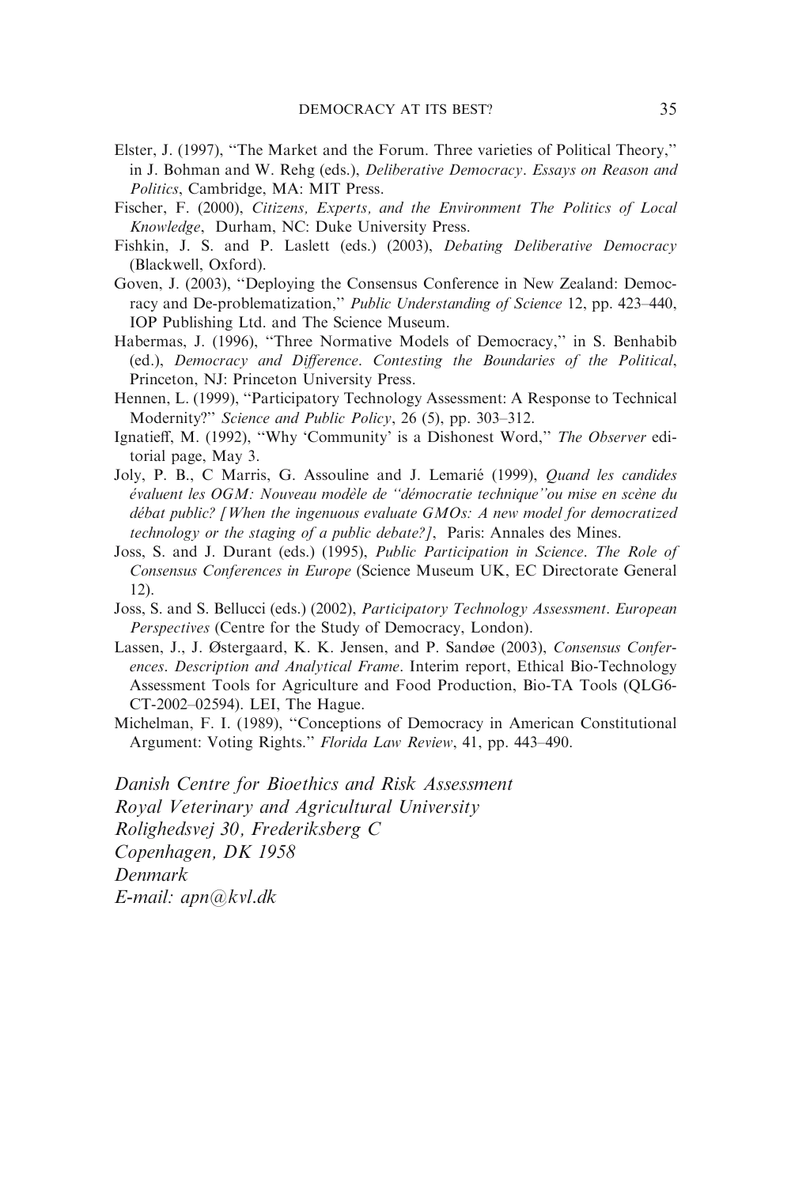Elster, J. (1997), "The Market and the Forum. Three varieties of Political Theory," in J. Bohman and W. Rehg (eds.), *Deliberative Democracy. Essays on Reason and Politics*, Cambridge, MA: MIT Press.

Fischer, F. (2000), *Citizens, Experts, and the Environment The Politics of Local Knowledge*, Durham, NC: Duke University Press.

Fishkin, J. S. and P. Laslett (eds.) (2003), *Debating Deliberative Democracy* (Blackwell, Oxford).

Goven, J. (2003), "Deploying the Consensus Conference in New Zealand: Democracy and De-problematization," *Public Understanding of Science* 12, pp. 423–440, IOP Publishing Ltd. and The Science Museum.

Habermas, J. (1996), "Three Normative Models of Democracy," in S. Benhabib (ed.), *Democracy and Difference. Contesting the Boundaries of the Political*, Princeton, NJ: Princeton University Press.

Hennen, L. (1999), "Participatory Technology Assessment: A Response to Technical Modernity?" *Science and Public Policy*, 26 (5), pp. 303–312.

Ignatieff, M. (1992), "Why 'Community' is a Dishonest Word," *The Observer* editorial page, May 3.

Joly, P. B., C Marris, G. Assouline and J. Lemarié (1999), *Quand les candides évaluent les OGM: Nouveau modèle de "démocratie technique"ou mise en scène du débat public? [When the ingenuous evaluate GMOs: A new model for democratized technology or the staging of a public debate?]*, Paris: Annales des Mines.

Joss, S. and J. Durant (eds.) (1995), *Public Participation in Science. The Role of Consensus Conferences in Europe* (Science Museum UK, EC Directorate General 12).

Joss, S. and S. Bellucci (eds.) (2002), *Participatory Technology Assessment. European Perspectives* (Centre for the Study of Democracy, London).

Lassen, J., J. Østergaard, K. K. Jensen, and P. Sandøe (2003), *Consensus Conferences. Description and Analytical Frame*. Interim report, Ethical Bio-Technology Assessment Tools for Agriculture and Food Production, Bio-TA Tools (QLG6-CT-2002–02594). LEI, The Hague.

Michelman, F. I. (1989), "Conceptions of Democracy in American Constitutional Argument: Voting Rights." *Florida Law Review*, 41, pp. 443–490.

*Danish Centre for Bioethics and Risk Assessment*
*Royal Veterinary and Agricultural University*
*Rolighedsvej 30, Frederiksberg C*
*Copenhagen, DK 1958*
*Denmark*
*E-mail: apn@kvl.dk*